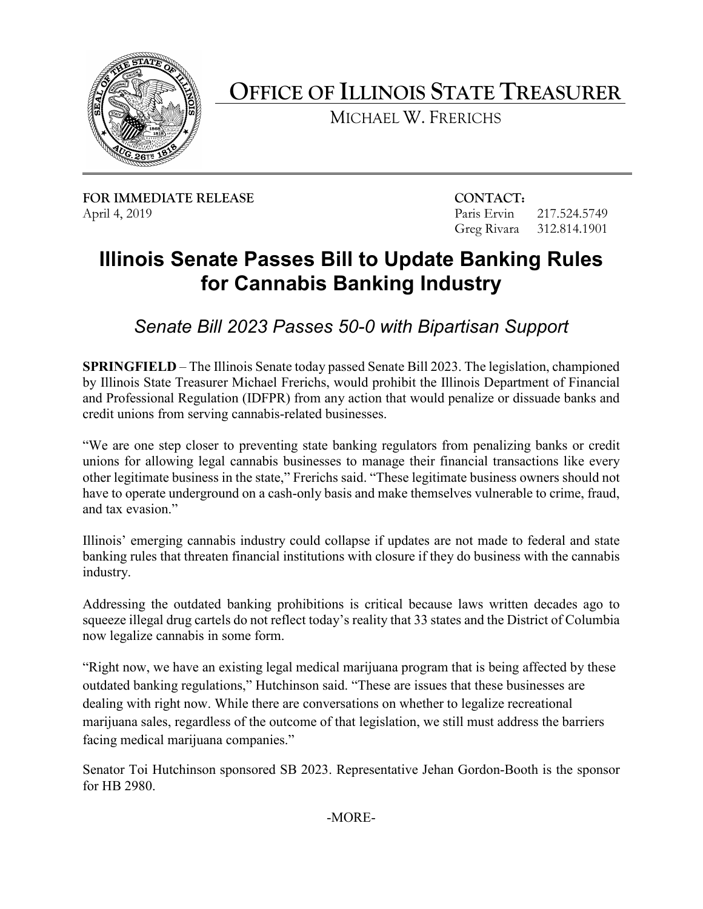# OFFICE OF ILLINOIS STATE TREASURER

MICHAEL W. FRERICHS

**FOR IMMEDIATE RELEASE**
April 4, 2019

**CONTACT:**
Paris Ervin 217.524.5749
Greg Rivara 312.814.1901

## Illinois Senate Passes Bill to Update Banking Rules for Cannabis Banking Industry

### *Senate Bill 2023 Passes 50-0 with Bipartisan Support*

**SPRINGFIELD** – The Illinois Senate today passed Senate Bill 2023. The legislation, championed by Illinois State Treasurer Michael Frerichs, would prohibit the Illinois Department of Financial and Professional Regulation (IDFPR) from any action that would penalize or dissuade banks and credit unions from serving cannabis-related businesses.

"We are one step closer to preventing state banking regulators from penalizing banks or credit unions for allowing legal cannabis businesses to manage their financial transactions like every other legitimate business in the state," Frerichs said. "These legitimate business owners should not have to operate underground on a cash-only basis and make themselves vulnerable to crime, fraud, and tax evasion."

Illinois' emerging cannabis industry could collapse if updates are not made to federal and state banking rules that threaten financial institutions with closure if they do business with the cannabis industry.

Addressing the outdated banking prohibitions is critical because laws written decades ago to squeeze illegal drug cartels do not reflect today's reality that 33 states and the District of Columbia now legalize cannabis in some form.

"Right now, we have an existing legal medical marijuana program that is being affected by these outdated banking regulations," Hutchinson said. "These are issues that these businesses are dealing with right now. While there are conversations on whether to legalize recreational marijuana sales, regardless of the outcome of that legislation, we still must address the barriers facing medical marijuana companies."

Senator Toi Hutchinson sponsored SB 2023. Representative Jehan Gordon-Booth is the sponsor for HB 2980.

-MORE-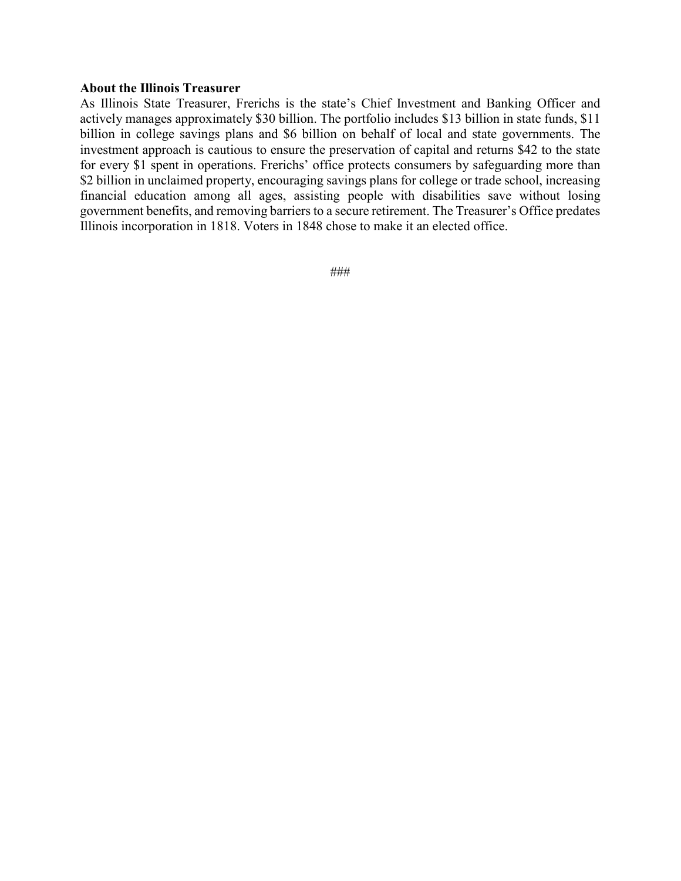**About the Illinois Treasurer**

As Illinois State Treasurer, Frerichs is the state's Chief Investment and Banking Officer and actively manages approximately $30 billion. The portfolio includes $13 billion in state funds, $11 billion in college savings plans and $6 billion on behalf of local and state governments. The investment approach is cautious to ensure the preservation of capital and returns $42 to the state for every $1 spent in operations. Frerichs' office protects consumers by safeguarding more than $2 billion in unclaimed property, encouraging savings plans for college or trade school, increasing financial education among all ages, assisting people with disabilities save without losing government benefits, and removing barriers to a secure retirement. The Treasurer's Office predates Illinois incorporation in 1818. Voters in 1848 chose to make it an elected office.

###